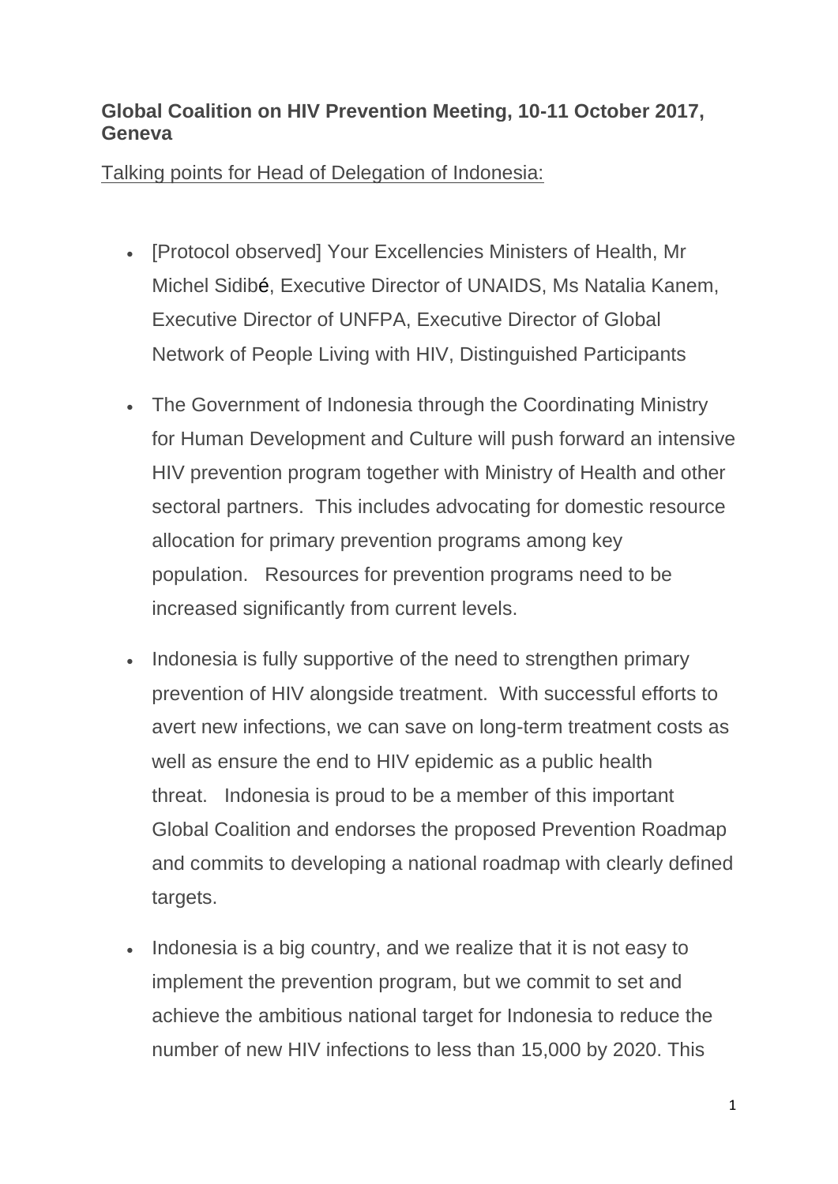**Global Coalition on HIV Prevention Meeting, 10-11 October 2017, Geneva**

Talking points for Head of Delegation of Indonesia:

- [Protocol observed] Your Excellencies Ministers of Health, Mr Michel Sidibé, Executive Director of UNAIDS, Ms Natalia Kanem, Executive Director of UNFPA, Executive Director of Global Network of People Living with HIV, Distinguished Participants
- The Government of Indonesia through the Coordinating Ministry for Human Development and Culture will push forward an intensive HIV prevention program together with Ministry of Health and other sectoral partners. This includes advocating for domestic resource allocation for primary prevention programs among key population. Resources for prevention programs need to be increased significantly from current levels.
- Indonesia is fully supportive of the need to strengthen primary prevention of HIV alongside treatment. With successful efforts to avert new infections, we can save on long-term treatment costs as well as ensure the end to HIV epidemic as a public health threat. Indonesia is proud to be a member of this important Global Coalition and endorses the proposed Prevention Roadmap and commits to developing a national roadmap with clearly defined targets.
- Indonesia is a big country, and we realize that it is not easy to implement the prevention program, but we commit to set and achieve the ambitious national target for Indonesia to reduce the number of new HIV infections to less than 15,000 by 2020. This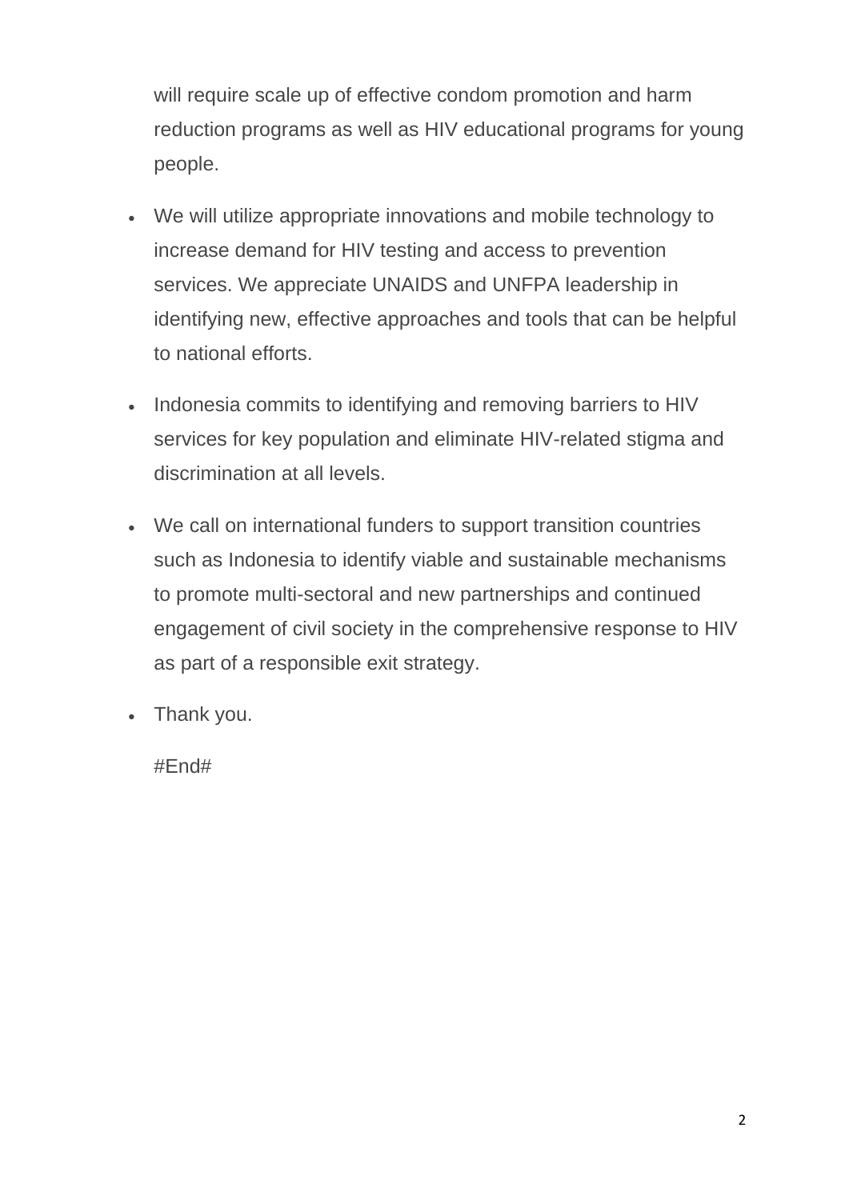will require scale up of effective condom promotion and harm reduction programs as well as HIV educational programs for young people.

- We will utilize appropriate innovations and mobile technology to increase demand for HIV testing and access to prevention services. We appreciate UNAIDS and UNFPA leadership in identifying new, effective approaches and tools that can be helpful to national efforts.
- Indonesia commits to identifying and removing barriers to HIV services for key population and eliminate HIV-related stigma and discrimination at all levels.
- We call on international funders to support transition countries such as Indonesia to identify viable and sustainable mechanisms to promote multi-sectoral and new partnerships and continued engagement of civil society in the comprehensive response to HIV as part of a responsible exit strategy.
- Thank you.

#End#